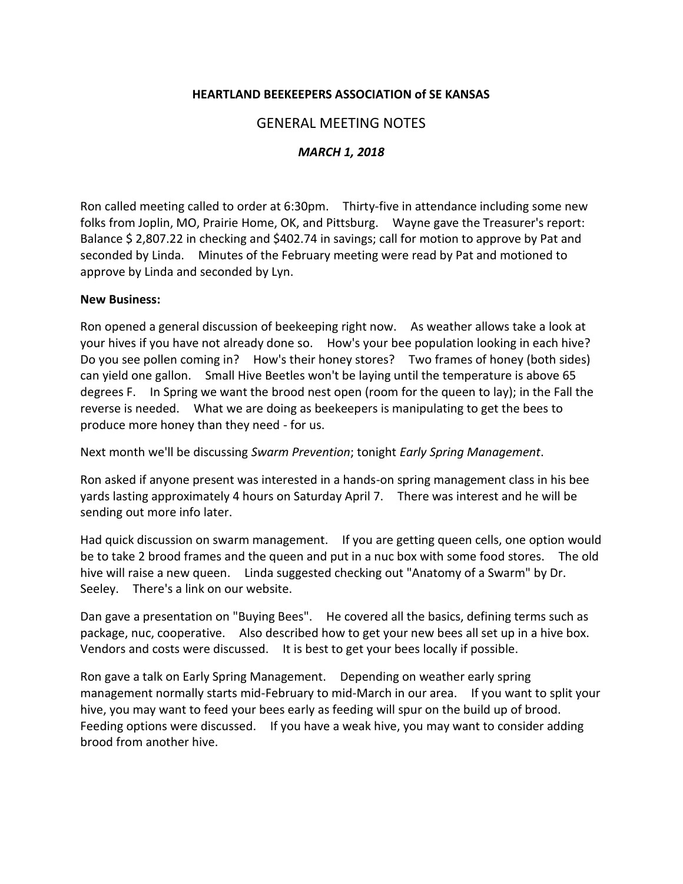**HEARTLAND BEEKEEPERS ASSOCIATION of SE KANSAS**

GENERAL MEETING NOTES

***MARCH 1, 2018***

Ron called meeting called to order at 6:30pm. Thirty-five in attendance including some new folks from Joplin, MO, Prairie Home, OK, and Pittsburg. Wayne gave the Treasurer's report: Balance $ 2,807.22 in checking and $402.74 in savings; call for motion to approve by Pat and seconded by Linda. Minutes of the February meeting were read by Pat and motioned to approve by Linda and seconded by Lyn.

**New Business:**

Ron opened a general discussion of beekeeping right now. As weather allows take a look at your hives if you have not already done so. How's your bee population looking in each hive? Do you see pollen coming in? How's their honey stores? Two frames of honey (both sides) can yield one gallon. Small Hive Beetles won't be laying until the temperature is above 65 degrees F. In Spring we want the brood nest open (room for the queen to lay); in the Fall the reverse is needed. What we are doing as beekeepers is manipulating to get the bees to produce more honey than they need - for us.

Next month we'll be discussing *Swarm Prevention*; tonight *Early Spring Management*.

Ron asked if anyone present was interested in a hands-on spring management class in his bee yards lasting approximately 4 hours on Saturday April 7. There was interest and he will be sending out more info later.

Had quick discussion on swarm management. If you are getting queen cells, one option would be to take 2 brood frames and the queen and put in a nuc box with some food stores. The old hive will raise a new queen. Linda suggested checking out "Anatomy of a Swarm" by Dr. Seeley. There's a link on our website.

Dan gave a presentation on "Buying Bees". He covered all the basics, defining terms such as package, nuc, cooperative. Also described how to get your new bees all set up in a hive box. Vendors and costs were discussed. It is best to get your bees locally if possible.

Ron gave a talk on Early Spring Management. Depending on weather early spring management normally starts mid-February to mid-March in our area. If you want to split your hive, you may want to feed your bees early as feeding will spur on the build up of brood. Feeding options were discussed. If you have a weak hive, you may want to consider adding brood from another hive.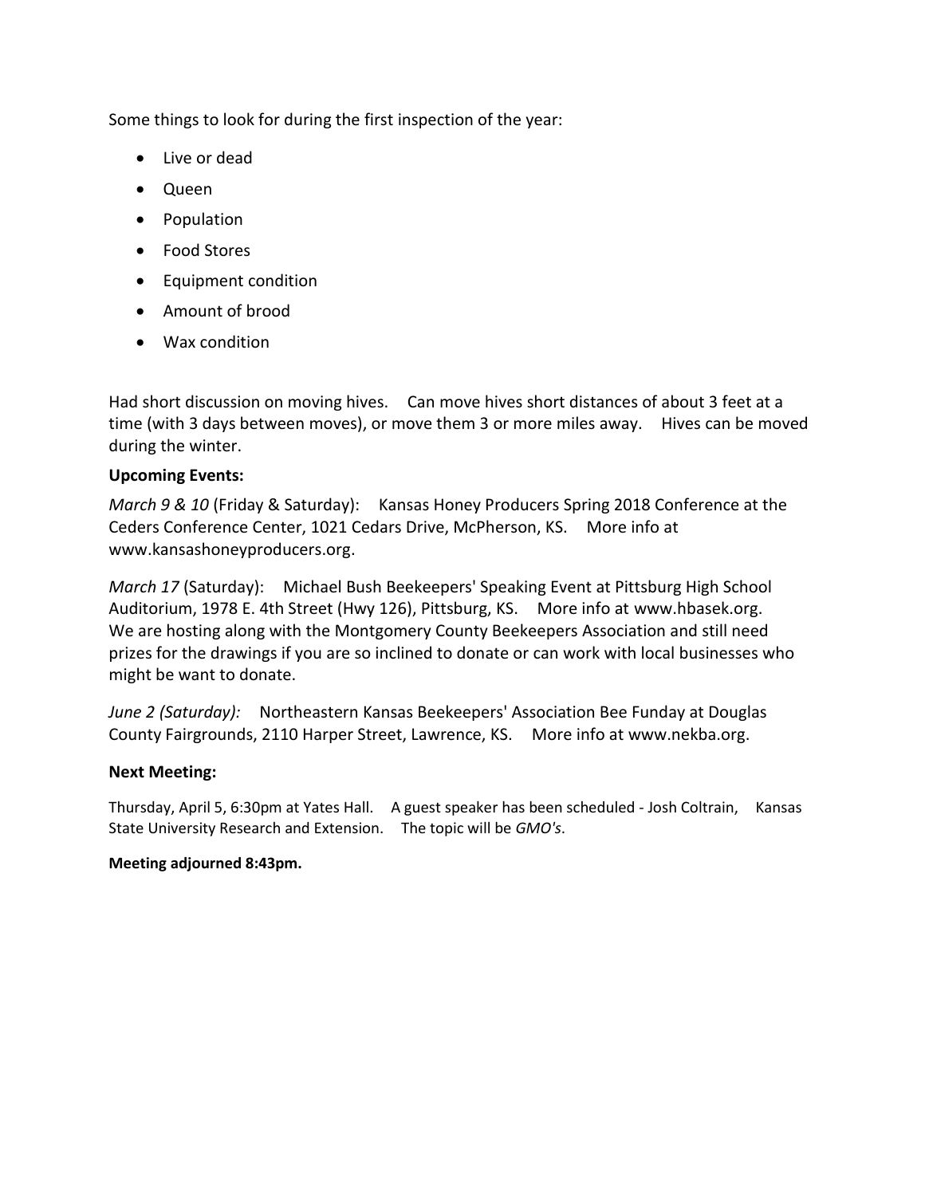Some things to look for during the first inspection of the year:

- Live or dead
- Queen
- Population
- Food Stores
- Equipment condition
- Amount of brood
- Wax condition

Had short discussion on moving hives. Can move hives short distances of about 3 feet at a time (with 3 days between moves), or move them 3 or more miles away. Hives can be moved during the winter.

**Upcoming Events:**

*March 9 & 10* (Friday & Saturday): Kansas Honey Producers Spring 2018 Conference at the Ceders Conference Center, 1021 Cedars Drive, McPherson, KS. More info at www.kansashoneyproducers.org.

*March 17* (Saturday): Michael Bush Beekeepers' Speaking Event at Pittsburg High School Auditorium, 1978 E. 4th Street (Hwy 126), Pittsburg, KS. More info at www.hbasek.org. We are hosting along with the Montgomery County Beekeepers Association and still need prizes for the drawings if you are so inclined to donate or can work with local businesses who might be want to donate.

*June 2 (Saturday):* Northeastern Kansas Beekeepers' Association Bee Funday at Douglas County Fairgrounds, 2110 Harper Street, Lawrence, KS. More info at www.nekba.org.

**Next Meeting:**

Thursday, April 5, 6:30pm at Yates Hall. A guest speaker has been scheduled - Josh Coltrain, Kansas State University Research and Extension. The topic will be *GMO's*.

**Meeting adjourned 8:43pm.**